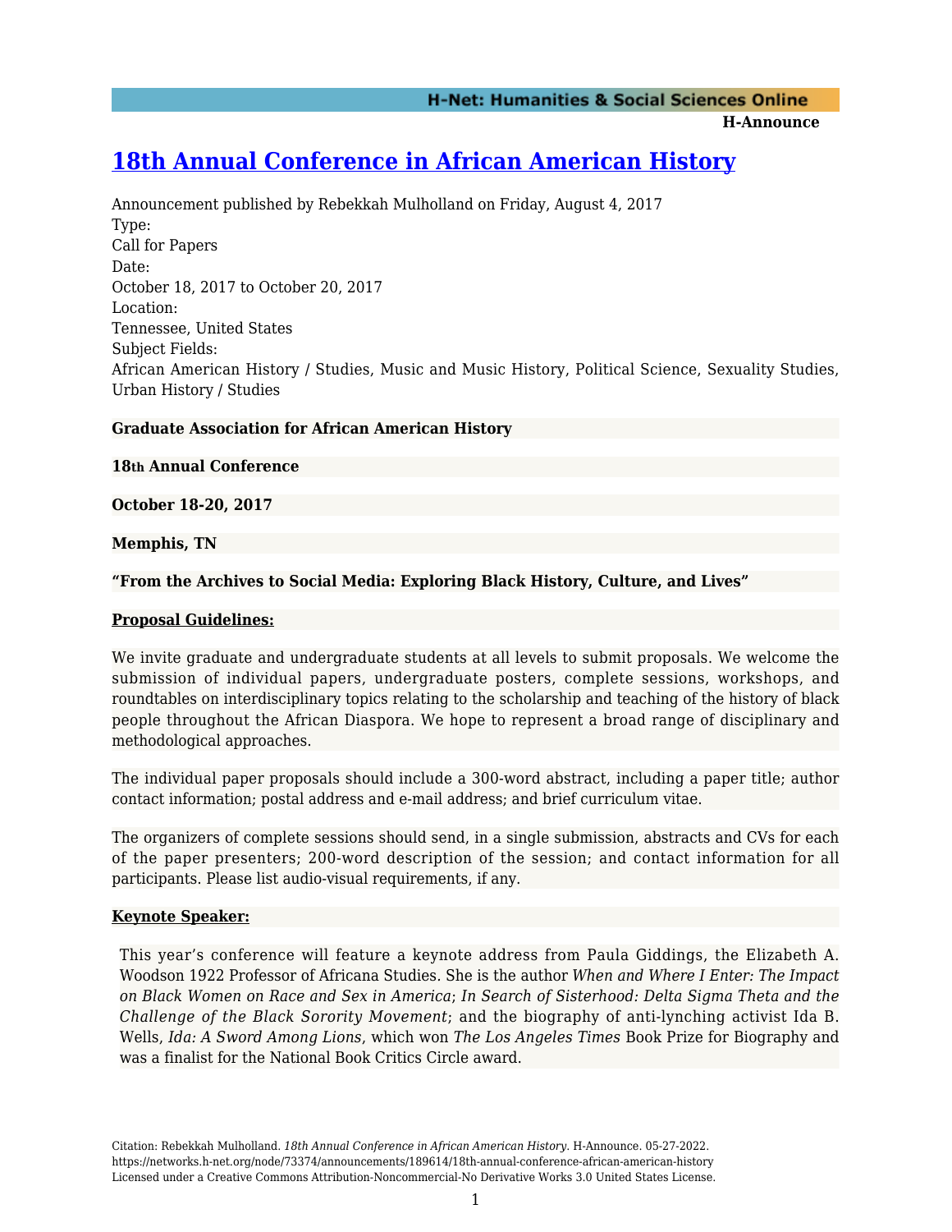# 18th Annual Conference in African American History

Announcement published by Rebekkah Mulholland on Friday, August 4, 2017

Type:
Call for Papers

Date:
October 18, 2017 to October 20, 2017

Location:
Tennessee, United States

Subject Fields:
African American History / Studies, Music and Music History, Political Science, Sexuality Studies, Urban History / Studies

**Graduate Association for African American History**

**18th Annual Conference**

**October 18-20, 2017**

**Memphis, TN**

**"From the Archives to Social Media: Exploring Black History, Culture, and Lives"**

**Proposal Guidelines:**

We invite graduate and undergraduate students at all levels to submit proposals. We welcome the submission of individual papers, undergraduate posters, complete sessions, workshops, and roundtables on interdisciplinary topics relating to the scholarship and teaching of the history of black people throughout the African Diaspora. We hope to represent a broad range of disciplinary and methodological approaches.

The individual paper proposals should include a 300-word abstract, including a paper title; author contact information; postal address and e-mail address; and brief curriculum vitae.

The organizers of complete sessions should send, in a single submission, abstracts and CVs for each of the paper presenters; 200-word description of the session; and contact information for all participants. Please list audio-visual requirements, if any.

**Keynote Speaker:**

This year's conference will feature a keynote address from Paula Giddings, the Elizabeth A. Woodson 1922 Professor of Africana Studies. She is the author *When and Where I Enter: The Impact on Black Women on Race and Sex in America*; *In Search of Sisterhood: Delta Sigma Theta and the Challenge of the Black Sorority Movement*; and the biography of anti-lynching activist Ida B. Wells, *Ida: A Sword Among Lions*, which won *The Los Angeles Times* Book Prize for Biography and was a finalist for the National Book Critics Circle award.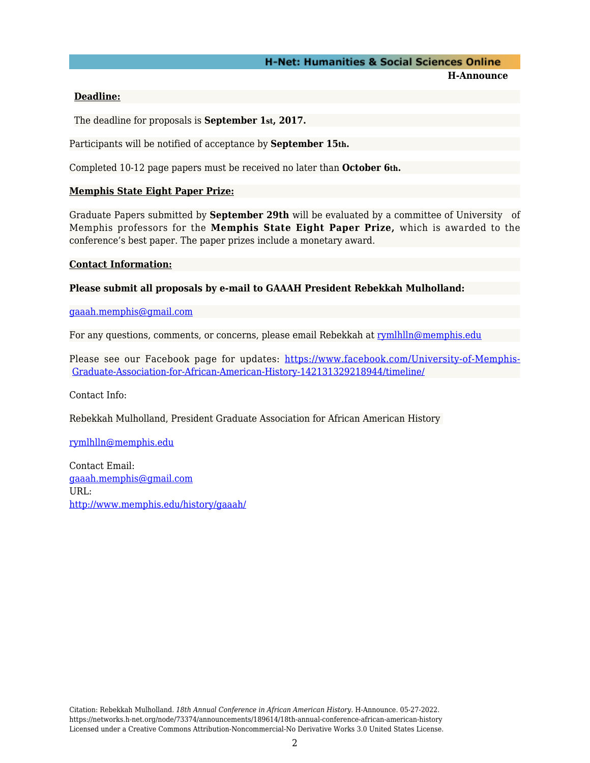**Deadline:**

The deadline for proposals is **September 1st, 2017.**

Participants will be notified of acceptance by **September 15th.**

Completed 10-12 page papers must be received no later than **October 6th.**

**Memphis State Eight Paper Prize:**

Graduate Papers submitted by **September 29th** will be evaluated by a committee of University of Memphis professors for the **Memphis State Eight Paper Prize,** which is awarded to the conference's best paper. The paper prizes include a monetary award.

**Contact Information:**

**Please submit all proposals by e-mail to GAAAH President Rebekkah Mulholland:**

gaaah.memphis@gmail.com

For any questions, comments, or concerns, please email Rebekkah at rymlhlln@memphis.edu

Please see our Facebook page for updates: https://www.facebook.com/University-of-Memphis-Graduate-Association-for-African-American-History-142131329218944/timeline/

Contact Info:

Rebekkah Mulholland, President Graduate Association for African American History

rymlhlln@memphis.edu

Contact Email:
gaaah.memphis@gmail.com
URL:
http://www.memphis.edu/history/gaaah/

Citation: Rebekkah Mulholland. *18th Annual Conference in African American History*. H-Announce. 05-27-2022.
https://networks.h-net.org/node/73374/announcements/189614/18th-annual-conference-african-american-history
Licensed under a Creative Commons Attribution-Noncommercial-No Derivative Works 3.0 United States License.